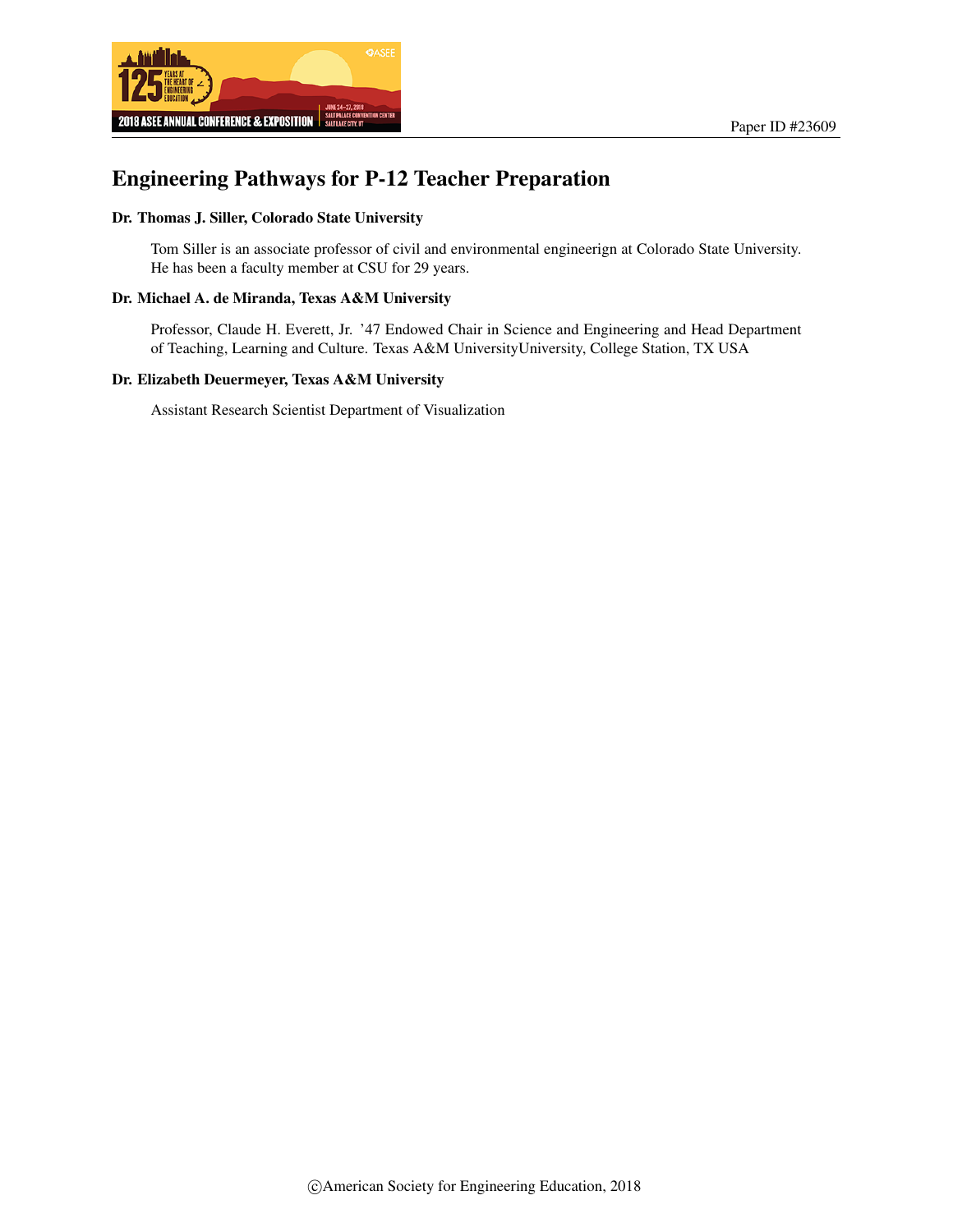Paper ID #23609

# Engineering Pathways for P-12 Teacher Preparation

**Dr. Thomas J. Siller, Colorado State University**

Tom Siller is an associate professor of civil and environmental engineerign at Colorado State University. He has been a faculty member at CSU for 29 years.

**Dr. Michael A. de Miranda, Texas A&M University**

Professor, Claude H. Everett, Jr. '47 Endowed Chair in Science and Engineering and Head Department of Teaching, Learning and Culture. Texas A&M UniversityUniversity, College Station, TX USA

**Dr. Elizabeth Deuermeyer, Texas A&M University**

Assistant Research Scientist Department of Visualization

©American Society for Engineering Education, 2018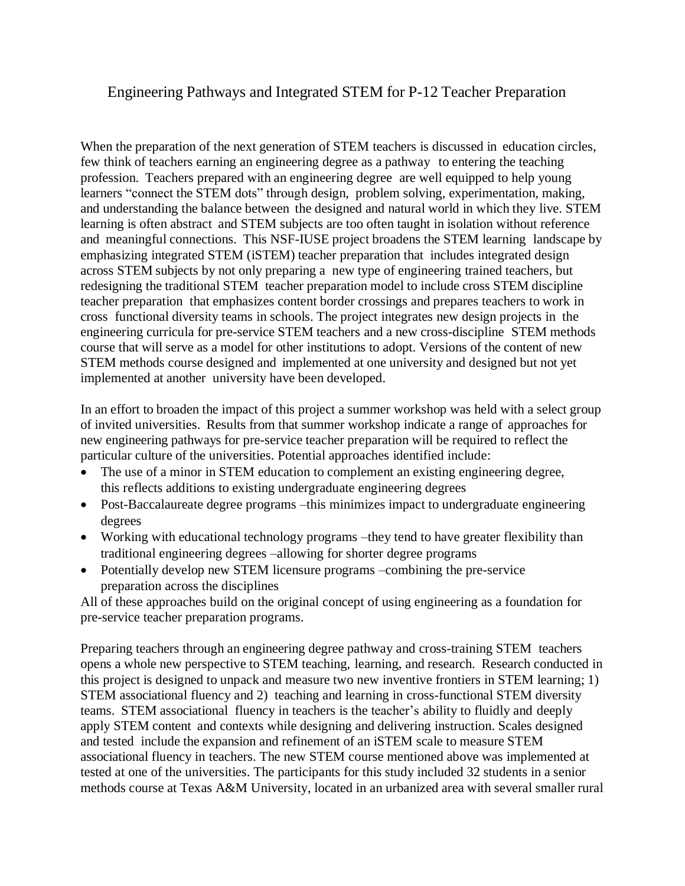# Engineering Pathways and Integrated STEM for P-12 Teacher Preparation

When the preparation of the next generation of STEM teachers is discussed in education circles, few think of teachers earning an engineering degree as a pathway to entering the teaching profession. Teachers prepared with an engineering degree are well equipped to help young learners "connect the STEM dots" through design, problem solving, experimentation, making, and understanding the balance between the designed and natural world in which they live. STEM learning is often abstract and STEM subjects are too often taught in isolation without reference and meaningful connections. This NSF-IUSE project broadens the STEM learning landscape by emphasizing integrated STEM (iSTEM) teacher preparation that includes integrated design across STEM subjects by not only preparing a new type of engineering trained teachers, but redesigning the traditional STEM teacher preparation model to include cross STEM discipline teacher preparation that emphasizes content border crossings and prepares teachers to work in cross functional diversity teams in schools. The project integrates new design projects in the engineering curricula for pre-service STEM teachers and a new cross-discipline STEM methods course that will serve as a model for other institutions to adopt. Versions of the content of new STEM methods course designed and implemented at one university and designed but not yet implemented at another university have been developed.

In an effort to broaden the impact of this project a summer workshop was held with a select group of invited universities. Results from that summer workshop indicate a range of approaches for new engineering pathways for pre-service teacher preparation will be required to reflect the particular culture of the universities. Potential approaches identified include:

- The use of a minor in STEM education to complement an existing engineering degree, this reflects additions to existing undergraduate engineering degrees
- Post-Baccalaureate degree programs –this minimizes impact to undergraduate engineering degrees
- Working with educational technology programs –they tend to have greater flexibility than traditional engineering degrees –allowing for shorter degree programs
- Potentially develop new STEM licensure programs –combining the pre-service preparation across the disciplines

All of these approaches build on the original concept of using engineering as a foundation for pre-service teacher preparation programs.

Preparing teachers through an engineering degree pathway and cross-training STEM teachers opens a whole new perspective to STEM teaching, learning, and research. Research conducted in this project is designed to unpack and measure two new inventive frontiers in STEM learning; 1) STEM associational fluency and 2) teaching and learning in cross-functional STEM diversity teams. STEM associational fluency in teachers is the teacher's ability to fluidly and deeply apply STEM content and contexts while designing and delivering instruction. Scales designed and tested include the expansion and refinement of an iSTEM scale to measure STEM associational fluency in teachers. The new STEM course mentioned above was implemented at tested at one of the universities. The participants for this study included 32 students in a senior methods course at Texas A&M University, located in an urbanized area with several smaller rural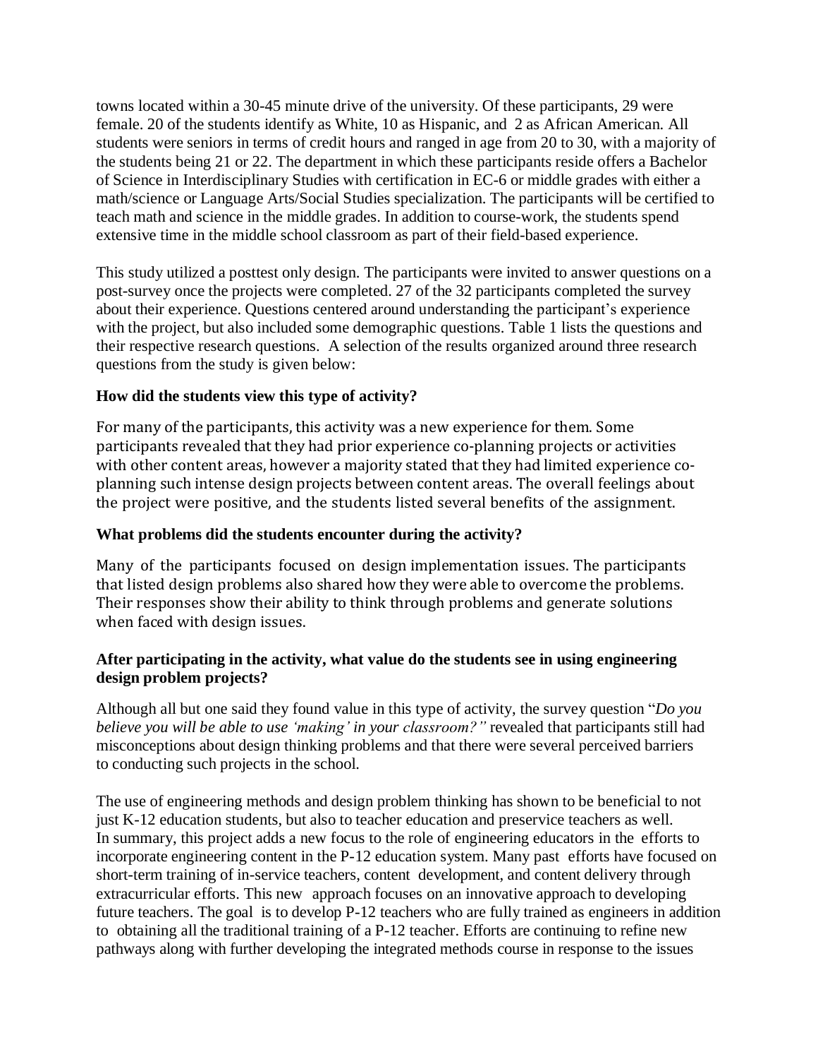towns located within a 30-45 minute drive of the university. Of these participants, 29 were female. 20 of the students identify as White, 10 as Hispanic, and 2 as African American. All students were seniors in terms of credit hours and ranged in age from 20 to 30, with a majority of the students being 21 or 22. The department in which these participants reside offers a Bachelor of Science in Interdisciplinary Studies with certification in EC-6 or middle grades with either a math/science or Language Arts/Social Studies specialization. The participants will be certified to teach math and science in the middle grades. In addition to course-work, the students spend extensive time in the middle school classroom as part of their field-based experience.

This study utilized a posttest only design. The participants were invited to answer questions on a post-survey once the projects were completed. 27 of the 32 participants completed the survey about their experience. Questions centered around understanding the participant's experience with the project, but also included some demographic questions. Table 1 lists the questions and their respective research questions. A selection of the results organized around three research questions from the study is given below:

**How did the students view this type of activity?**

For many of the participants, this activity was a new experience for them. Some participants revealed that they had prior experience co-planning projects or activities with other content areas, however a majority stated that they had limited experience co-planning such intense design projects between content areas. The overall feelings about the project were positive, and the students listed several benefits of the assignment.

**What problems did the students encounter during the activity?**

Many of the participants focused on design implementation issues. The participants that listed design problems also shared how they were able to overcome the problems. Their responses show their ability to think through problems and generate solutions when faced with design issues.

**After participating in the activity, what value do the students see in using engineering design problem projects?**

Although all but one said they found value in this type of activity, the survey question "*Do you believe you will be able to use 'making' in your classroom?"* revealed that participants still had misconceptions about design thinking problems and that there were several perceived barriers to conducting such projects in the school.

The use of engineering methods and design problem thinking has shown to be beneficial to not just K-12 education students, but also to teacher education and preservice teachers as well. In summary, this project adds a new focus to the role of engineering educators in the efforts to incorporate engineering content in the P-12 education system. Many past efforts have focused on short-term training of in-service teachers, content development, and content delivery through extracurricular efforts. This new approach focuses on an innovative approach to developing future teachers. The goal is to develop P-12 teachers who are fully trained as engineers in addition to obtaining all the traditional training of a P-12 teacher. Efforts are continuing to refine new pathways along with further developing the integrated methods course in response to the issues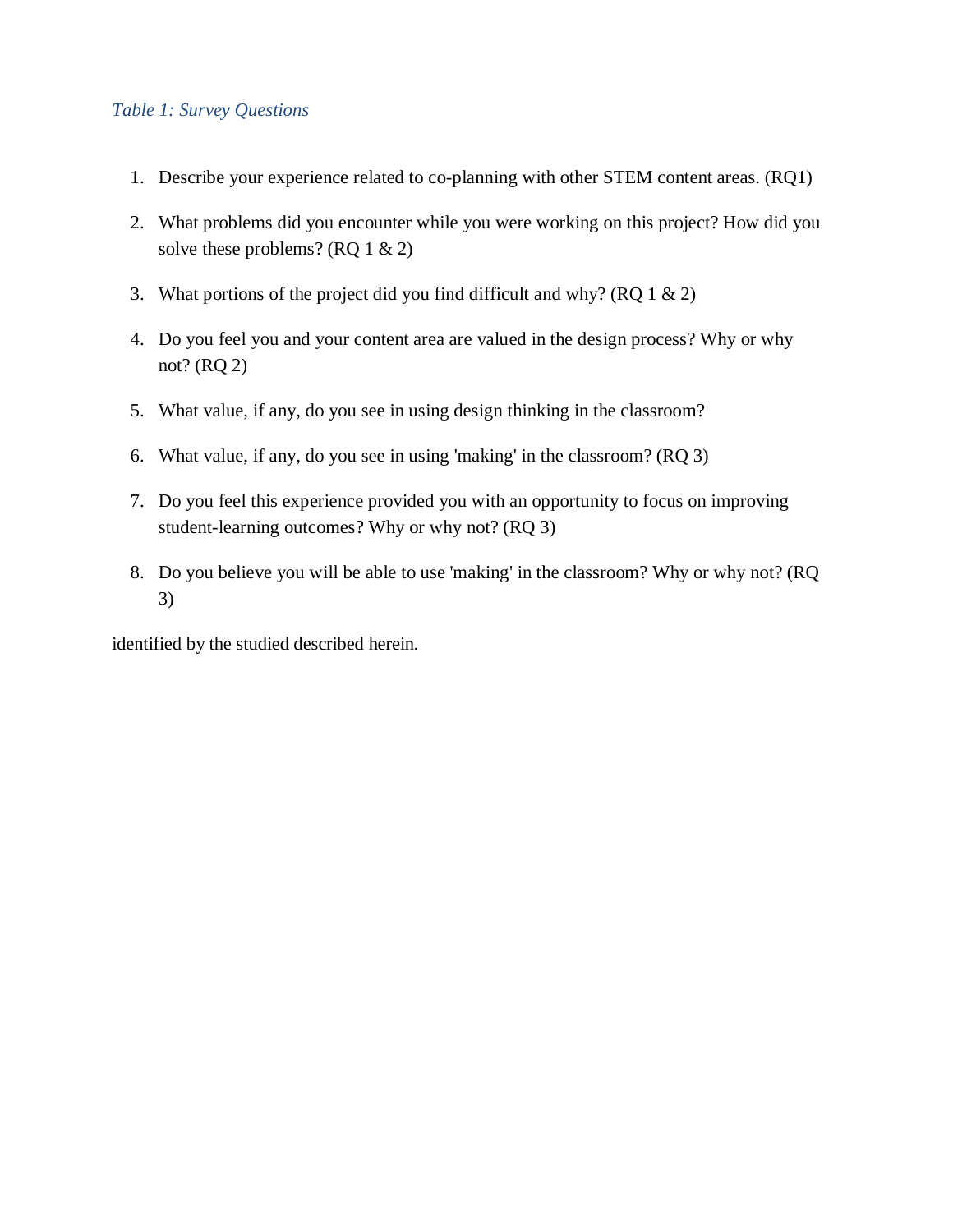*Table 1: Survey Questions*

1. Describe your experience related to co-planning with other STEM content areas. (RQ1)
2. What problems did you encounter while you were working on this project? How did you solve these problems? (RQ 1 & 2)
3. What portions of the project did you find difficult and why? (RQ 1 & 2)
4. Do you feel you and your content area are valued in the design process? Why or why not? (RQ 2)
5. What value, if any, do you see in using design thinking in the classroom?
6. What value, if any, do you see in using 'making' in the classroom? (RQ 3)
7. Do you feel this experience provided you with an opportunity to focus on improving student-learning outcomes? Why or why not? (RQ 3)
8. Do you believe you will be able to use 'making' in the classroom? Why or why not? (RQ 3)

identified by the studied described herein.